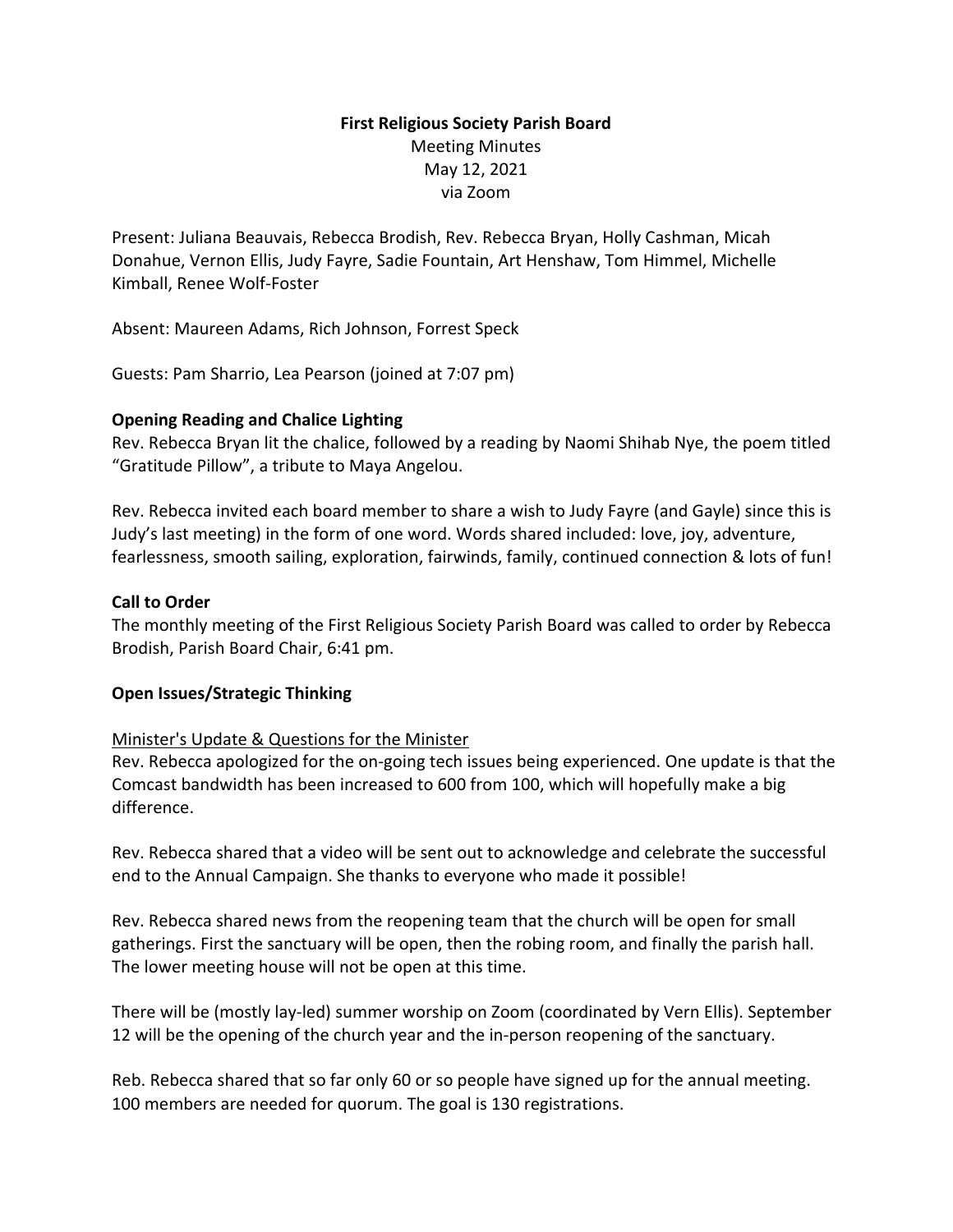**First Religious Society Parish Board**

Meeting Minutes

May 12, 2021

via Zoom

Present: Juliana Beauvais, Rebecca Brodish, Rev. Rebecca Bryan, Holly Cashman, Micah Donahue, Vernon Ellis, Judy Fayre, Sadie Fountain, Art Henshaw, Tom Himmel, Michelle Kimball, Renee Wolf-Foster

Absent: Maureen Adams, Rich Johnson, Forrest Speck

Guests: Pam Sharrio, Lea Pearson (joined at 7:07 pm)

**Opening Reading and Chalice Lighting**

Rev. Rebecca Bryan lit the chalice, followed by a reading by Naomi Shihab Nye, the poem titled "Gratitude Pillow", a tribute to Maya Angelou.

Rev. Rebecca invited each board member to share a wish to Judy Fayre (and Gayle) since this is Judy's last meeting) in the form of one word. Words shared included: love, joy, adventure, fearlessness, smooth sailing, exploration, fairwinds, family, continued connection & lots of fun!

**Call to Order**

The monthly meeting of the First Religious Society Parish Board was called to order by Rebecca Brodish, Parish Board Chair, 6:41 pm.

**Open Issues/Strategic Thinking**

<u>Minister's Update & Questions for the Minister</u>

Rev. Rebecca apologized for the on-going tech issues being experienced. One update is that the Comcast bandwidth has been increased to 600 from 100, which will hopefully make a big difference.

Rev. Rebecca shared that a video will be sent out to acknowledge and celebrate the successful end to the Annual Campaign. She thanks to everyone who made it possible!

Rev. Rebecca shared news from the reopening team that the church will be open for small gatherings. First the sanctuary will be open, then the robing room, and finally the parish hall. The lower meeting house will not be open at this time.

There will be (mostly lay-led) summer worship on Zoom (coordinated by Vern Ellis). September 12 will be the opening of the church year and the in-person reopening of the sanctuary.

Reb. Rebecca shared that so far only 60 or so people have signed up for the annual meeting. 100 members are needed for quorum. The goal is 130 registrations.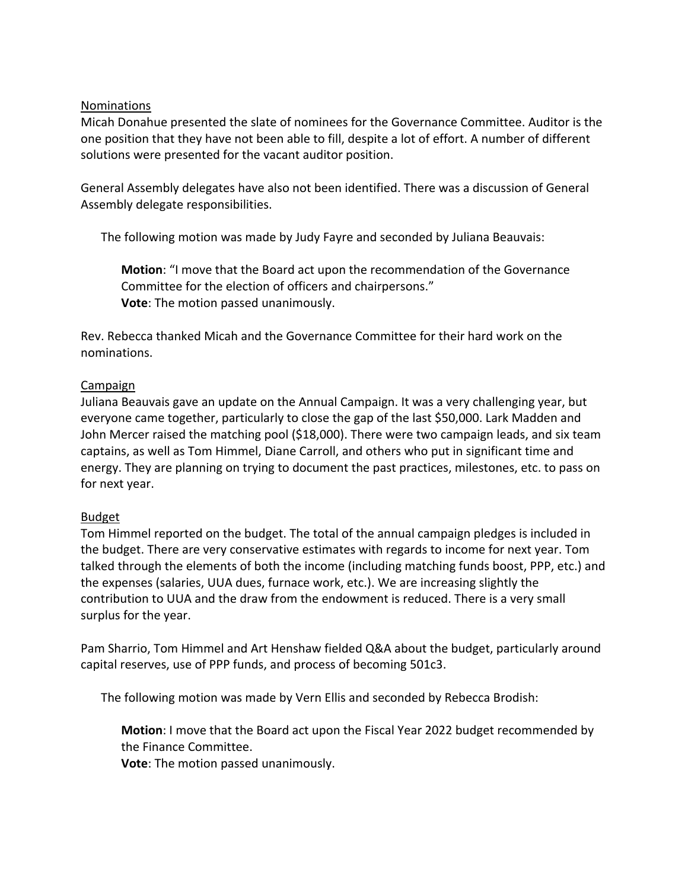Nominations

Micah Donahue presented the slate of nominees for the Governance Committee. Auditor is the one position that they have not been able to fill, despite a lot of effort. A number of different solutions were presented for the vacant auditor position.

General Assembly delegates have also not been identified. There was a discussion of General Assembly delegate responsibilities.

The following motion was made by Judy Fayre and seconded by Juliana Beauvais:

> **Motion**: "I move that the Board act upon the recommendation of the Governance Committee for the election of officers and chairpersons."
> **Vote**: The motion passed unanimously.

Rev. Rebecca thanked Micah and the Governance Committee for their hard work on the nominations.

Campaign

Juliana Beauvais gave an update on the Annual Campaign. It was a very challenging year, but everyone came together, particularly to close the gap of the last $50,000. Lark Madden and John Mercer raised the matching pool ($18,000). There were two campaign leads, and six team captains, as well as Tom Himmel, Diane Carroll, and others who put in significant time and energy. They are planning on trying to document the past practices, milestones, etc. to pass on for next year.

Budget

Tom Himmel reported on the budget. The total of the annual campaign pledges is included in the budget. There are very conservative estimates with regards to income for next year. Tom talked through the elements of both the income (including matching funds boost, PPP, etc.) and the expenses (salaries, UUA dues, furnace work, etc.). We are increasing slightly the contribution to UUA and the draw from the endowment is reduced. There is a very small surplus for the year.

Pam Sharrio, Tom Himmel and Art Henshaw fielded Q&A about the budget, particularly around capital reserves, use of PPP funds, and process of becoming 501c3.

The following motion was made by Vern Ellis and seconded by Rebecca Brodish:

> **Motion**: I move that the Board act upon the Fiscal Year 2022 budget recommended by the Finance Committee.
> **Vote**: The motion passed unanimously.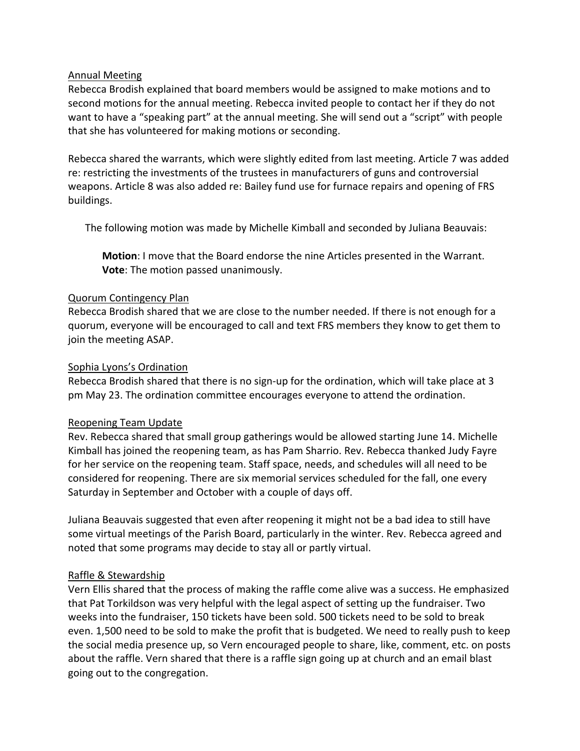Annual Meeting

Rebecca Brodish explained that board members would be assigned to make motions and to second motions for the annual meeting. Rebecca invited people to contact her if they do not want to have a "speaking part" at the annual meeting. She will send out a "script" with people that she has volunteered for making motions or seconding.

Rebecca shared the warrants, which were slightly edited from last meeting. Article 7 was added re: restricting the investments of the trustees in manufacturers of guns and controversial weapons. Article 8 was also added re: Bailey fund use for furnace repairs and opening of FRS buildings.

The following motion was made by Michelle Kimball and seconded by Juliana Beauvais:

> **Motion**: I move that the Board endorse the nine Articles presented in the Warrant.
> **Vote**: The motion passed unanimously.

Quorum Contingency Plan

Rebecca Brodish shared that we are close to the number needed. If there is not enough for a quorum, everyone will be encouraged to call and text FRS members they know to get them to join the meeting ASAP.

Sophia Lyons's Ordination

Rebecca Brodish shared that there is no sign-up for the ordination, which will take place at 3 pm May 23. The ordination committee encourages everyone to attend the ordination.

Reopening Team Update

Rev. Rebecca shared that small group gatherings would be allowed starting June 14. Michelle Kimball has joined the reopening team, as has Pam Sharrio. Rev. Rebecca thanked Judy Fayre for her service on the reopening team. Staff space, needs, and schedules will all need to be considered for reopening. There are six memorial services scheduled for the fall, one every Saturday in September and October with a couple of days off.

Juliana Beauvais suggested that even after reopening it might not be a bad idea to still have some virtual meetings of the Parish Board, particularly in the winter. Rev. Rebecca agreed and noted that some programs may decide to stay all or partly virtual.

Raffle & Stewardship

Vern Ellis shared that the process of making the raffle come alive was a success. He emphasized that Pat Torkildson was very helpful with the legal aspect of setting up the fundraiser. Two weeks into the fundraiser, 150 tickets have been sold. 500 tickets need to be sold to break even. 1,500 need to be sold to make the profit that is budgeted. We need to really push to keep the social media presence up, so Vern encouraged people to share, like, comment, etc. on posts about the raffle. Vern shared that there is a raffle sign going up at church and an email blast going out to the congregation.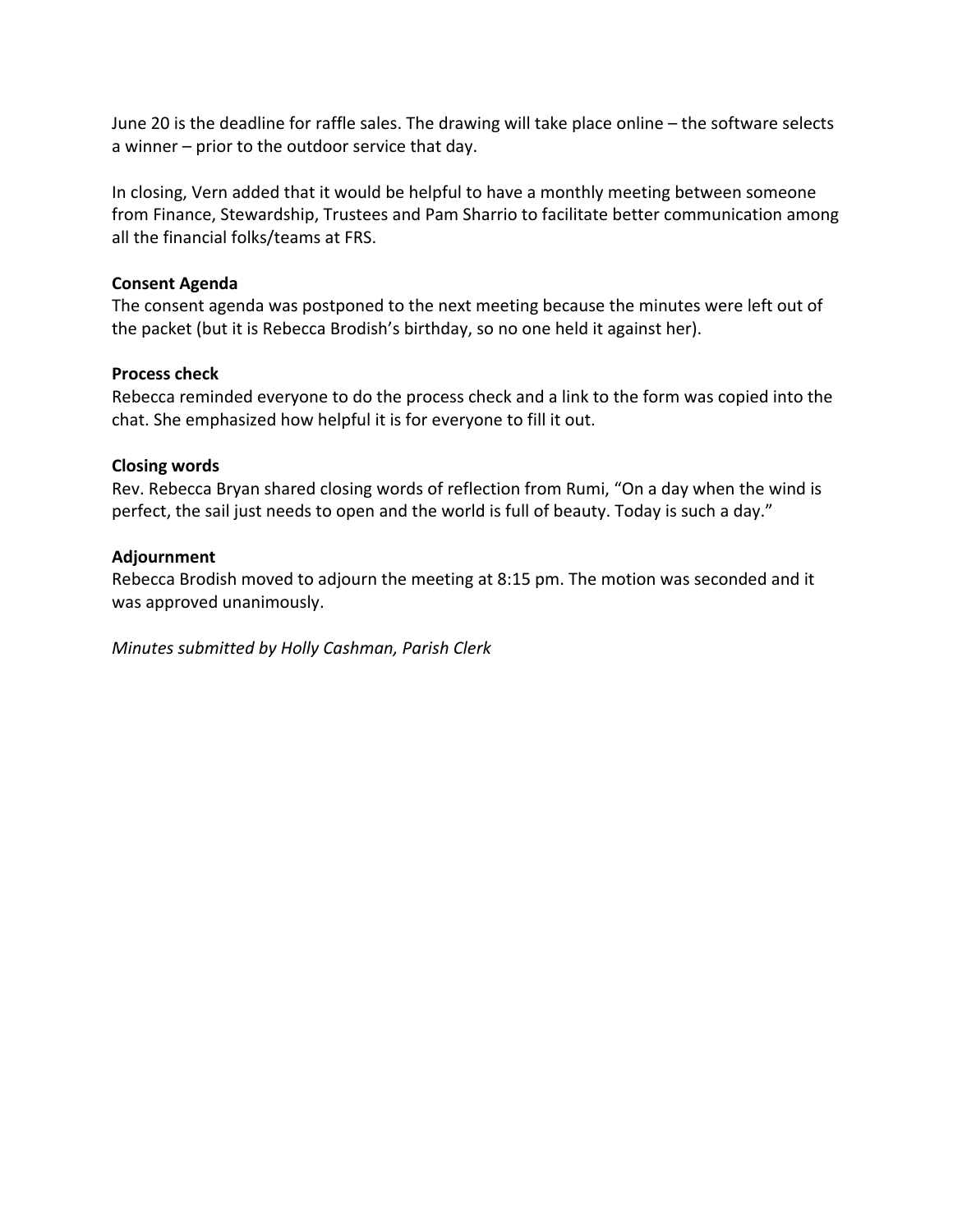June 20 is the deadline for raffle sales. The drawing will take place online – the software selects a winner – prior to the outdoor service that day.

In closing, Vern added that it would be helpful to have a monthly meeting between someone from Finance, Stewardship, Trustees and Pam Sharrio to facilitate better communication among all the financial folks/teams at FRS.

**Consent Agenda**
The consent agenda was postponed to the next meeting because the minutes were left out of the packet (but it is Rebecca Brodish's birthday, so no one held it against her).

**Process check**
Rebecca reminded everyone to do the process check and a link to the form was copied into the chat. She emphasized how helpful it is for everyone to fill it out.

**Closing words**
Rev. Rebecca Bryan shared closing words of reflection from Rumi, "On a day when the wind is perfect, the sail just needs to open and the world is full of beauty. Today is such a day."

**Adjournment**
Rebecca Brodish moved to adjourn the meeting at 8:15 pm. The motion was seconded and it was approved unanimously.

*Minutes submitted by Holly Cashman, Parish Clerk*